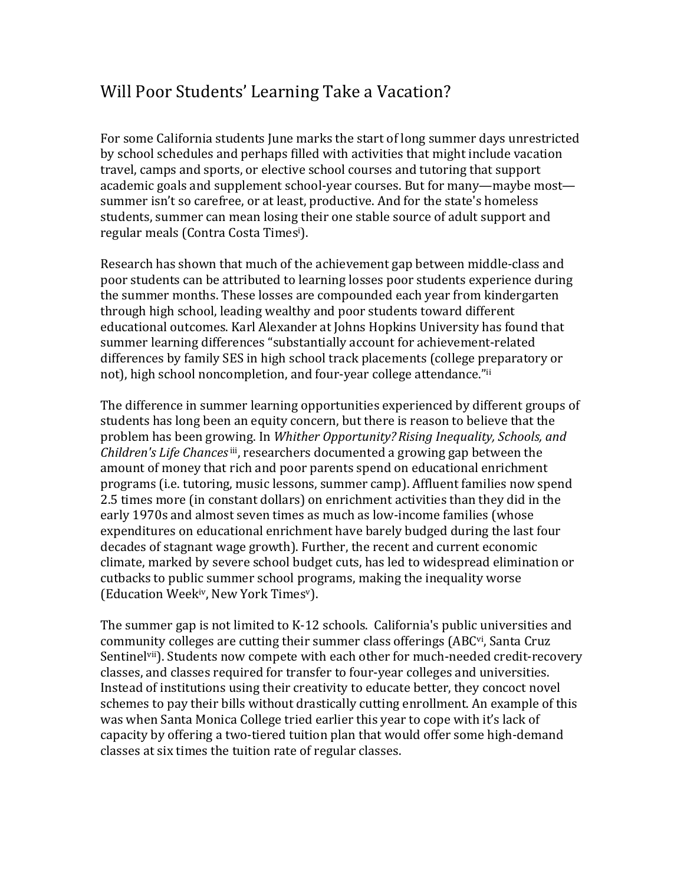# Will Poor Students' Learning Take a Vacation?

For some California students June marks the start of long summer days unrestricted by school schedules and perhaps filled with activities that might include vacation travel, camps and sports, or elective school courses and tutoring that support academic goals and supplement school-year courses. But for many—maybe most—summer isn't so carefree, or at least, productive. And for the state's homeless students, summer can mean losing their one stable source of adult support and regular meals (Contra Costa Times[i]).

Research has shown that much of the achievement gap between middle-class and poor students can be attributed to learning losses poor students experience during the summer months. These losses are compounded each year from kindergarten through high school, leading wealthy and poor students toward different educational outcomes. Karl Alexander at Johns Hopkins University has found that summer learning differences "substantially account for achievement-related differences by family SES in high school track placements (college preparatory or not), high school noncompletion, and four-year college attendance."[ii]

The difference in summer learning opportunities experienced by different groups of students has long been an equity concern, but there is reason to believe that the problem has been growing. In *Whither Opportunity? Rising Inequality, Schools, and Children's Life Chances*[iii], researchers documented a growing gap between the amount of money that rich and poor parents spend on educational enrichment programs (i.e. tutoring, music lessons, summer camp). Affluent families now spend 2.5 times more (in constant dollars) on enrichment activities than they did in the early 1970s and almost seven times as much as low-income families (whose expenditures on educational enrichment have barely budged during the last four decades of stagnant wage growth). Further, the recent and current economic climate, marked by severe school budget cuts, has led to widespread elimination or cutbacks to public summer school programs, making the inequality worse (Education Week[iv], New York Times[v]).

The summer gap is not limited to K-12 schools. California's public universities and community colleges are cutting their summer class offerings (ABC[vi], Santa Cruz Sentinel[vii]). Students now compete with each other for much-needed credit-recovery classes, and classes required for transfer to four-year colleges and universities. Instead of institutions using their creativity to educate better, they concoct novel schemes to pay their bills without drastically cutting enrollment. An example of this was when Santa Monica College tried earlier this year to cope with it's lack of capacity by offering a two-tiered tuition plan that would offer some high-demand classes at six times the tuition rate of regular classes.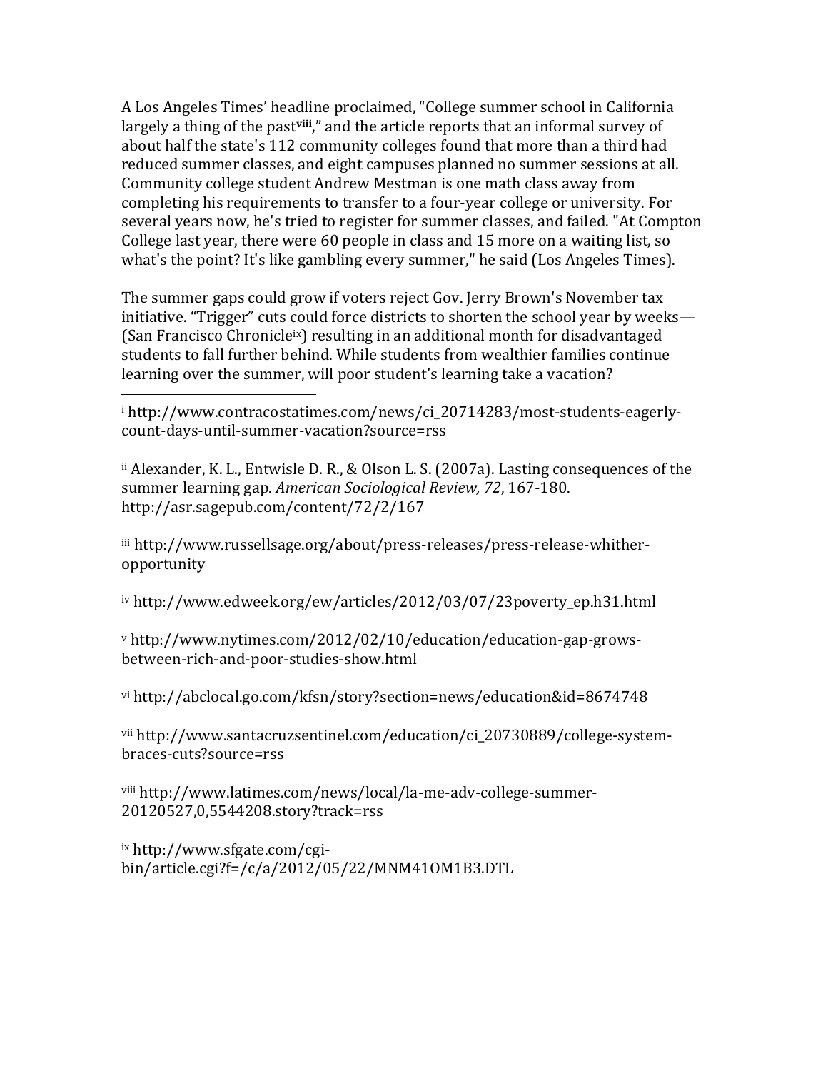A Los Angeles Times' headline proclaimed, "College summer school in California largely a thing of the past[viii]," and the article reports that an informal survey of about half the state's 112 community colleges found that more than a third had reduced summer classes, and eight campuses planned no summer sessions at all. Community college student Andrew Mestman is one math class away from completing his requirements to transfer to a four-year college or university. For several years now, he's tried to register for summer classes, and failed. "At Compton College last year, there were 60 people in class and 15 more on a waiting list, so what's the point? It's like gambling every summer," he said (Los Angeles Times).

The summer gaps could grow if voters reject Gov. Jerry Brown's November tax initiative. "Trigger" cuts could force districts to shorten the school year by weeks—(San Francisco Chronicle[ix]) resulting in an additional month for disadvantaged students to fall further behind. While students from wealthier families continue learning over the summer, will poor student's learning take a vacation?

---

[i] http://www.contracostatimes.com/news/ci_20714283/most-students-eagerly-count-days-until-summer-vacation?source=rss

[ii] Alexander, K. L., Entwisle D. R., & Olson L. S. (2007a). Lasting consequences of the summer learning gap. *American Sociological Review, 72*, 167-180. http://asr.sagepub.com/content/72/2/167

[iii] http://www.russellsage.org/about/press-releases/press-release-whither-opportunity

[iv] http://www.edweek.org/ew/articles/2012/03/07/23poverty_ep.h31.html

[v] http://www.nytimes.com/2012/02/10/education/education-gap-grows-between-rich-and-poor-studies-show.html

[vi] http://abclocal.go.com/kfsn/story?section=news/education&id=8674748

[vii] http://www.santacruzsentinel.com/education/ci_20730889/college-system-braces-cuts?source=rss

[viii] http://www.latimes.com/news/local/la-me-adv-college-summer-20120527,0,5544208.story?track=rss

[ix] http://www.sfgate.com/cgi-bin/article.cgi?f=/c/a/2012/05/22/MNM41OM1B3.DTL